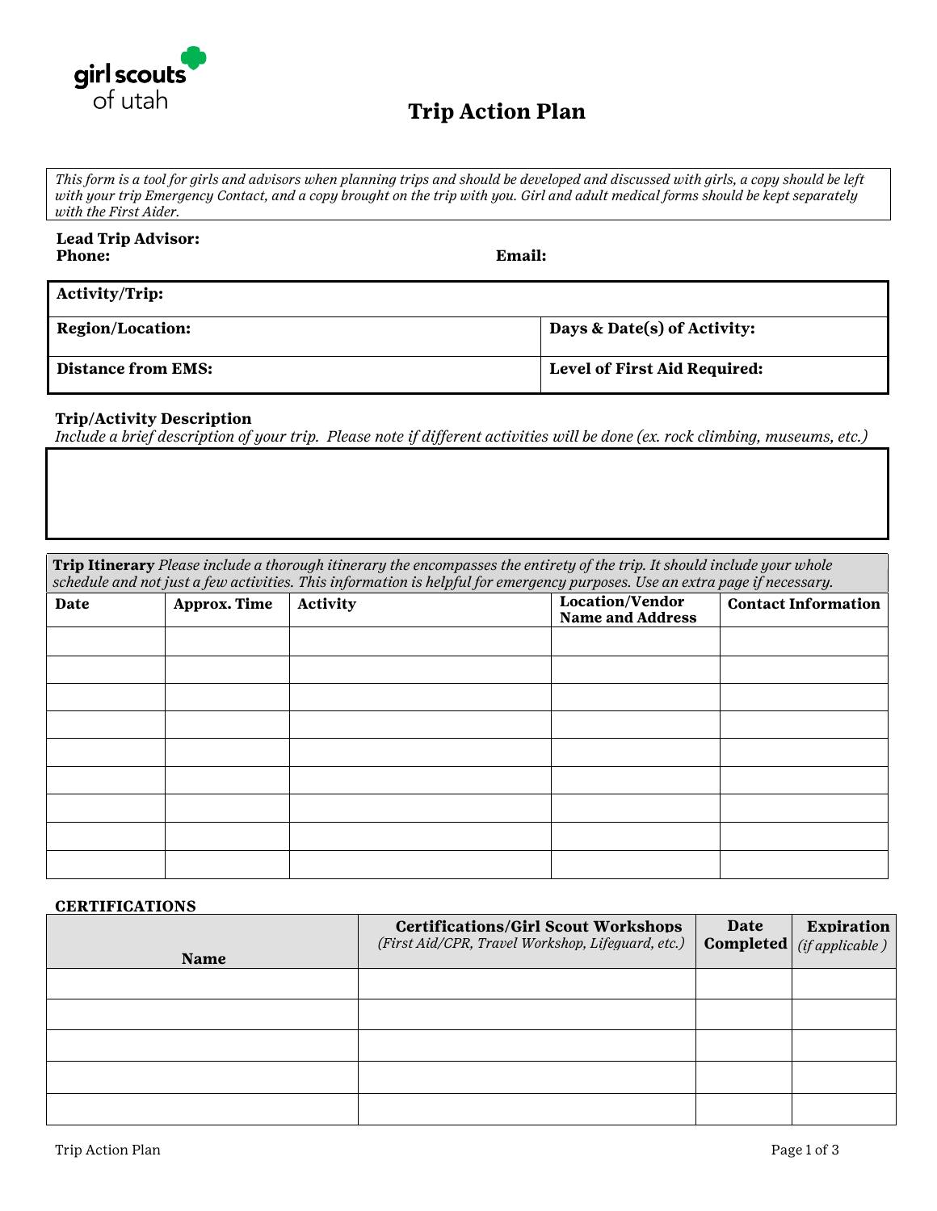girl scouts of utah

# Trip Action Plan

*This form is a tool for girls and advisors when planning trips and should be developed and discussed with girls, a copy should be left with your trip Emergency Contact, and a copy brought on the trip with you. Girl and adult medical forms should be kept separately with the First Aider.*

**Lead Trip Advisor:**

**Phone:** **Email:**

| **Activity/Trip:** | |
|---|---|
| **Region/Location:** | **Days & Date(s) of Activity:** |
| **Distance from EMS:** | **Level of First Aid Required:** |

**Trip/Activity Description**

*Include a brief description of your trip. Please note if different activities will be done (ex. rock climbing, museums, etc.)*

**Trip Itinerary** *Please include a thorough itinerary the encompasses the entirety of the trip. It should include your whole schedule and not just a few activities. This information is helpful for emergency purposes. Use an extra page if necessary.*

| Date | Approx. Time | Activity | Location/Vendor Name and Address | Contact Information |
|---|---|---|---|---|
| | | | | |
| | | | | |
| | | | | |
| | | | | |
| | | | | |
| | | | | |
| | | | | |
| | | | | |
| | | | | |

**CERTIFICATIONS**

| Name | Certifications/Girl Scout Workshops *(First Aid/CPR, Travel Workshop, Lifeguard, etc.)* | Date Completed | Expiration *(if applicable )* |
|---|---|---|---|
| | | | |
| | | | |
| | | | |
| | | | |
| | | | |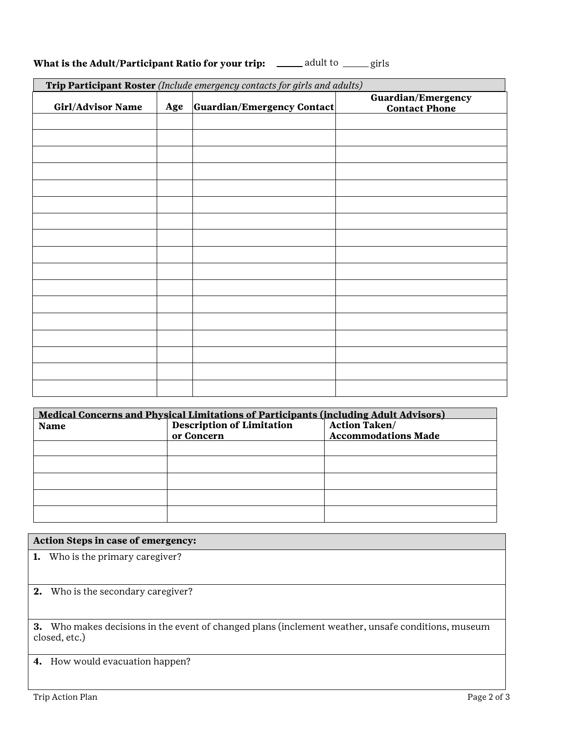**What is the Adult/Participant Ratio for your trip:** _____ adult to _____ girls

| **Trip Participant Roster** *(Include emergency contacts for girls and adults)* | | | |
|---|---|---|---|
| **Girl/Advisor Name** | **Age** | **Guardian/Emergency Contact** | **Guardian/Emergency Contact Phone** |
| | | | |
| | | | |
| | | | |
| | | | |
| | | | |
| | | | |
| | | | |
| | | | |
| | | | |
| | | | |
| | | | |
| | | | |
| | | | |
| | | | |
| | | | |
| | | | |
| | | | |

| **Medical Concerns and Physical Limitations of Participants (including Adult Advisors)** | | |
|---|---|---|
| **Name** | **Description of Limitation or Concern** | **Action Taken/ Accommodations Made** |
| | | |
| | | |
| | | |
| | | |
| | | |

| **Action Steps in case of emergency:** |
|---|
| **1.** Who is the primary caregiver? |
| **2.** Who is the secondary caregiver? |
| **3.** Who makes decisions in the event of changed plans (inclement weather, unsafe conditions, museum closed, etc.) |
| **4.** How would evacuation happen? |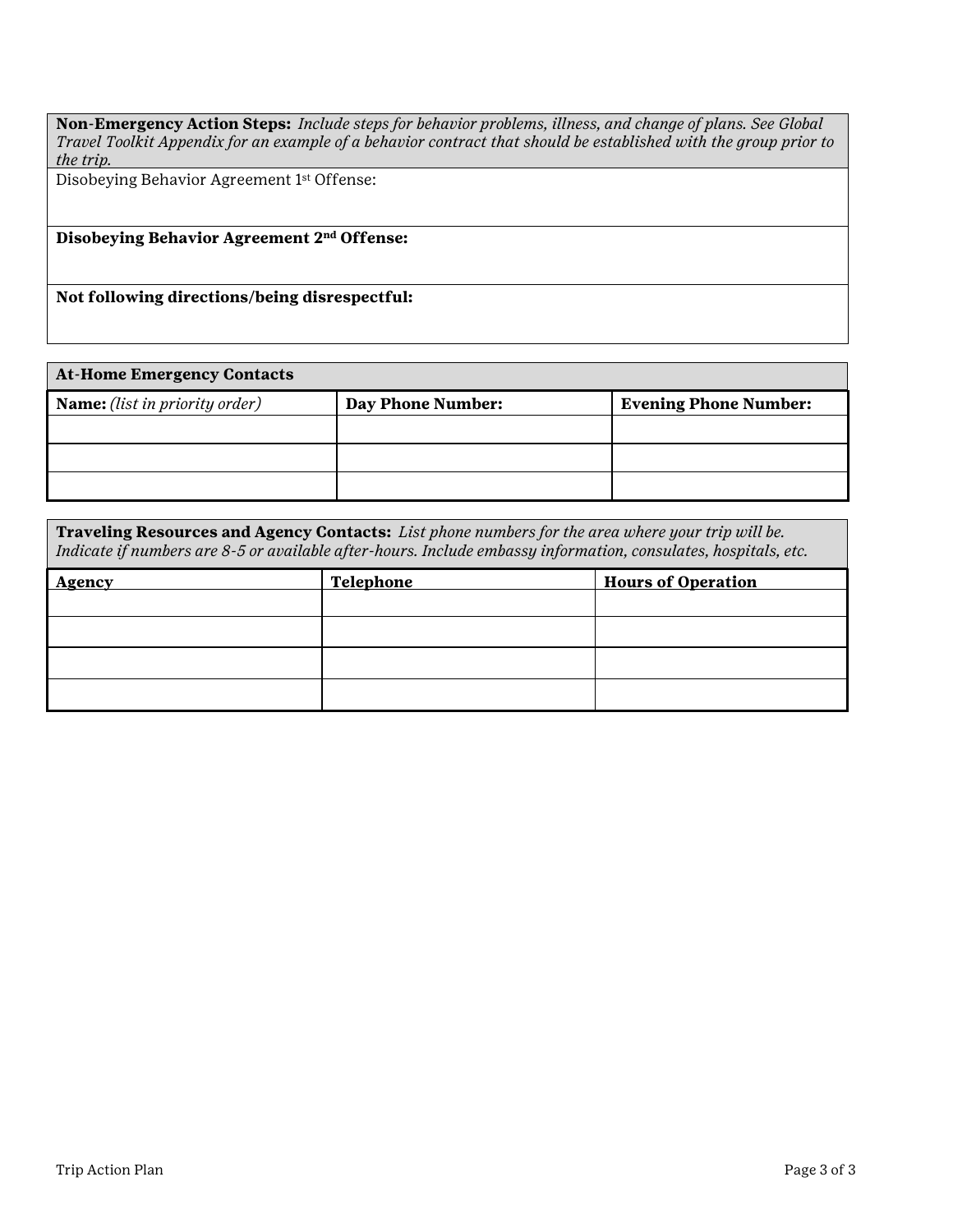**Non-Emergency Action Steps:** *Include steps for behavior problems, illness, and change of plans. See Global Travel Toolkit Appendix for an example of a behavior contract that should be established with the group prior to the trip.*

Disobeying Behavior Agreement 1st Offense:

**Disobeying Behavior Agreement 2nd Offense:**

**Not following directions/being disrespectful:**

**At-Home Emergency Contacts**

| **Name:** *(list in priority order)* | **Day Phone Number:** | **Evening Phone Number:** |
|---|---|---|
| | | |
| | | |
| | | |

**Traveling Resources and Agency Contacts:** *List phone numbers for the area where your trip will be. Indicate if numbers are 8-5 or available after-hours. Include embassy information, consulates, hospitals, etc.*

| **Agency** | **Telephone** | **Hours of Operation** |
|---|---|---|
| | | |
| | | |
| | | |
| | | |